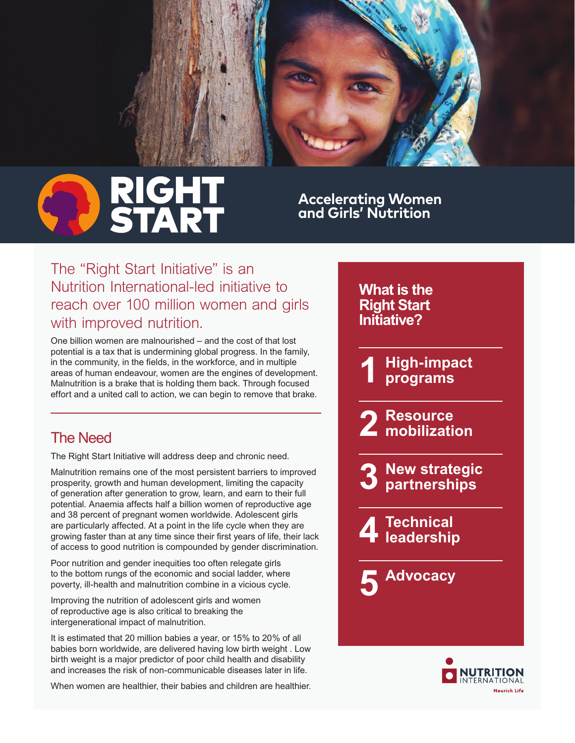# RIGHT START

**Accelerating Women and Girls' Nutrition**

## The "Right Start Initiative" is an Nutrition International-led initiative to reach over 100 million women and girls with improved nutrition.

One billion women are malnourished – and the cost of that lost potential is a tax that is undermining global progress. In the family, in the community, in the fields, in the workforce, and in multiple areas of human endeavour, women are the engines of development. Malnutrition is a brake that is holding them back. Through focused effort and a united call to action, we can begin to remove that brake.

## The Need

The Right Start Initiative will address deep and chronic need.

Malnutrition remains one of the most persistent barriers to improved prosperity, growth and human development, limiting the capacity of generation after generation to grow, learn, and earn to their full potential. Anaemia affects half a billion women of reproductive age and 38 percent of pregnant women worldwide. Adolescent girls are particularly affected. At a point in the life cycle when they are growing faster than at any time since their first years of life, their lack of access to good nutrition is compounded by gender discrimination.

Poor nutrition and gender inequities too often relegate girls to the bottom rungs of the economic and social ladder, where poverty, ill-health and malnutrition combine in a vicious cycle.

Improving the nutrition of adolescent girls and women of reproductive age is also critical to breaking the intergenerational impact of malnutrition.

It is estimated that 20 million babies a year, or 15% to 20% of all babies born worldwide, are delivered having low birth weight . Low birth weight is a major predictor of poor child health and disability and increases the risk of non-communicable diseases later in life.

When women are healthier, their babies and children are healthier.

### What is the Right Start Initiative?

1. **High-impact programs**
2. **Resource mobilization**
3. **New strategic partnerships**
4. **Technical leadership**
5. **Advocacy**

NUTRITION INTERNATIONAL
Nourish Life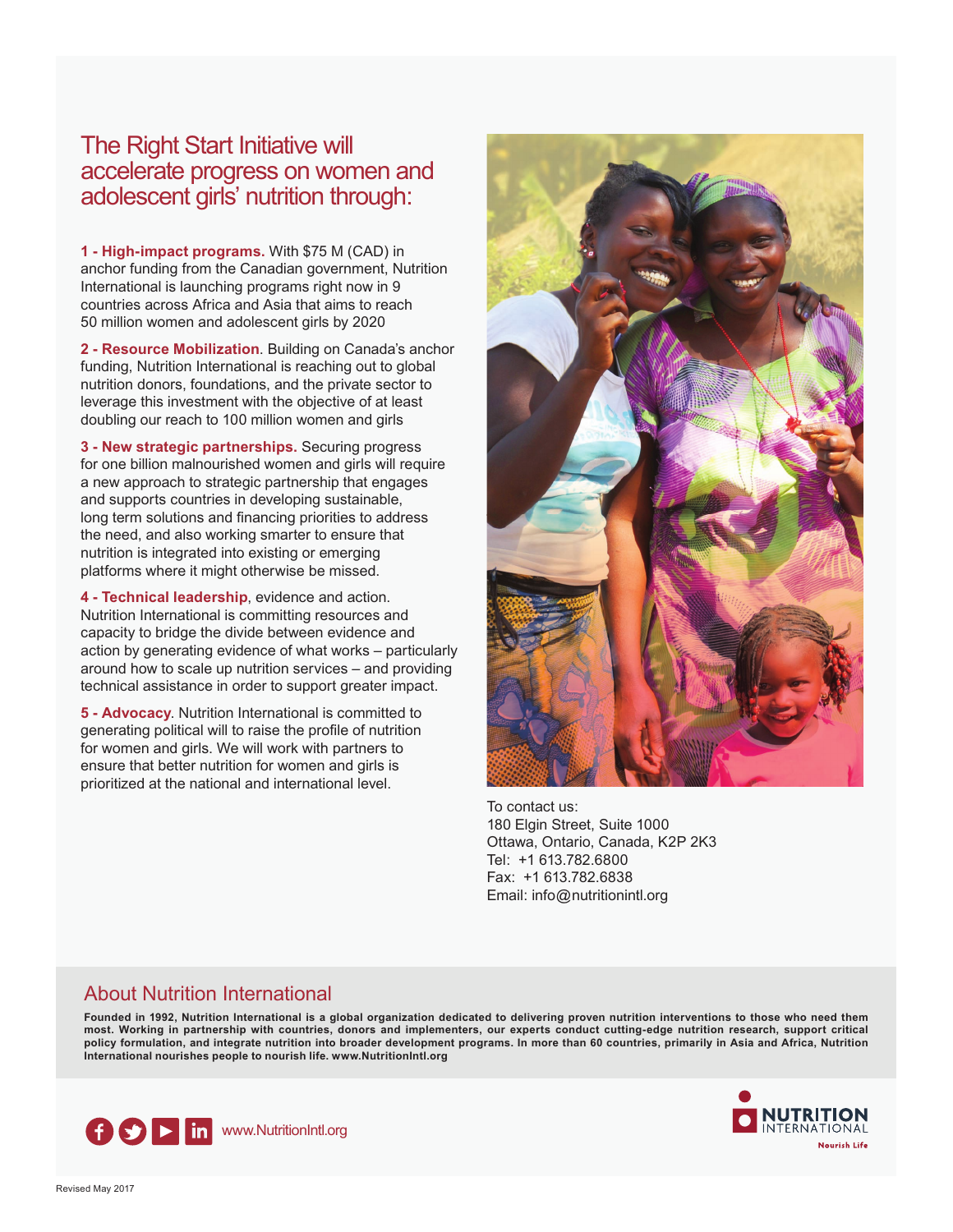## The Right Start Initiative will accelerate progress on women and adolescent girls' nutrition through:

**1 - High-impact programs.** With $75 M (CAD) in anchor funding from the Canadian government, Nutrition International is launching programs right now in 9 countries across Africa and Asia that aims to reach 50 million women and adolescent girls by 2020

**2 - Resource Mobilization**. Building on Canada's anchor funding, Nutrition International is reaching out to global nutrition donors, foundations, and the private sector to leverage this investment with the objective of at least doubling our reach to 100 million women and girls

**3 - New strategic partnerships.** Securing progress for one billion malnourished women and girls will require a new approach to strategic partnership that engages and supports countries in developing sustainable, long term solutions and financing priorities to address the need, and also working smarter to ensure that nutrition is integrated into existing or emerging platforms where it might otherwise be missed.

**4 - Technical leadership**, evidence and action. Nutrition International is committing resources and capacity to bridge the divide between evidence and action by generating evidence of what works – particularly around how to scale up nutrition services – and providing technical assistance in order to support greater impact.

**5 - Advocacy**. Nutrition International is committed to generating political will to raise the profile of nutrition for women and girls. We will work with partners to ensure that better nutrition for women and girls is prioritized at the national and international level.

To contact us:
180 Elgin Street, Suite 1000
Ottawa, Ontario, Canada, K2P 2K3
Tel: +1 613.782.6800
Fax: +1 613.782.6838
Email: info@nutritionintl.org

## About Nutrition International

**Founded in 1992, Nutrition International is a global organization dedicated to delivering proven nutrition interventions to those who need them most. Working in partnership with countries, donors and implementers, our experts conduct cutting-edge nutrition research, support critical policy formulation, and integrate nutrition into broader development programs. In more than 60 countries, primarily in Asia and Africa, Nutrition International nourishes people to nourish life. www.NutritionIntl.org**

www.NutritionIntl.org

NUTRITION INTERNATIONAL
Nourish Life

Revised May 2017